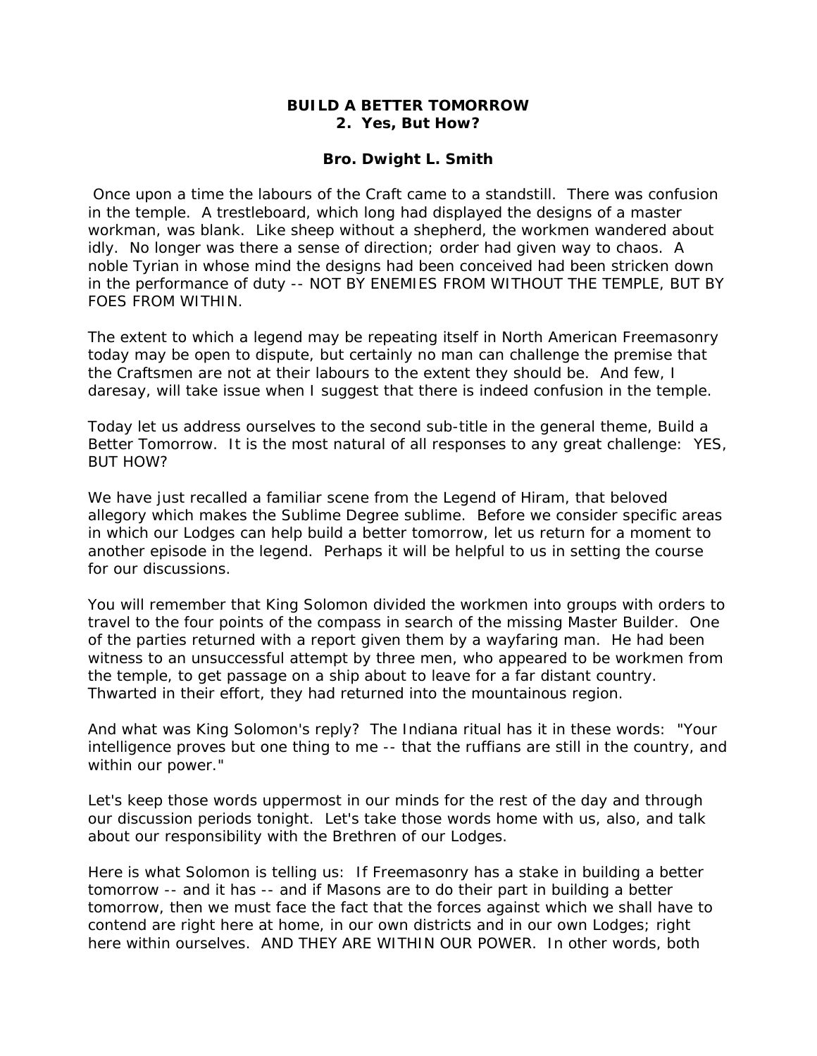# BUILD A BETTER TOMORROW
## 2. Yes, But How?

**Bro. Dwight L. Smith**

Once upon a time the labours of the Craft came to a standstill. There was confusion in the temple. A trestleboard, which long had displayed the designs of a master workman, was blank. Like sheep without a shepherd, the workmen wandered about idly. No longer was there a sense of direction; order had given way to chaos. A noble Tyrian in whose mind the designs had been conceived had been stricken down in the performance of duty -- NOT BY ENEMIES FROM WITHOUT THE TEMPLE, BUT BY FOES FROM WITHIN.

The extent to which a legend may be repeating itself in North American Freemasonry today may be open to dispute, but certainly no man can challenge the premise that the Craftsmen are not at their labours to the extent they should be. And few, I daresay, will take issue when I suggest that there is indeed confusion in the temple.

Today let us address ourselves to the second sub-title in the general theme, Build a Better Tomorrow. It is the most natural of all responses to any great challenge: YES, BUT HOW?

We have just recalled a familiar scene from the Legend of Hiram, that beloved allegory which makes the Sublime Degree sublime. Before we consider specific areas in which our Lodges can help build a better tomorrow, let us return for a moment to another episode in the legend. Perhaps it will be helpful to us in setting the course for our discussions.

You will remember that King Solomon divided the workmen into groups with orders to travel to the four points of the compass in search of the missing Master Builder. One of the parties returned with a report given them by a wayfaring man. He had been witness to an unsuccessful attempt by three men, who appeared to be workmen from the temple, to get passage on a ship about to leave for a far distant country. Thwarted in their effort, they had returned into the mountainous region.

And what was King Solomon's reply? The Indiana ritual has it in these words: "Your intelligence proves but one thing to me -- that the ruffians are still in the country, and within our power."

Let's keep those words uppermost in our minds for the rest of the day and through our discussion periods tonight. Let's take those words home with us, also, and talk about our responsibility with the Brethren of our Lodges.

Here is what Solomon is telling us: If Freemasonry has a stake in building a better tomorrow -- and it has -- and if Masons are to do their part in building a better tomorrow, then we must face the fact that the forces against which we shall have to contend are right here at home, in our own districts and in our own Lodges; right here within ourselves. AND THEY ARE WITHIN OUR POWER. In other words, both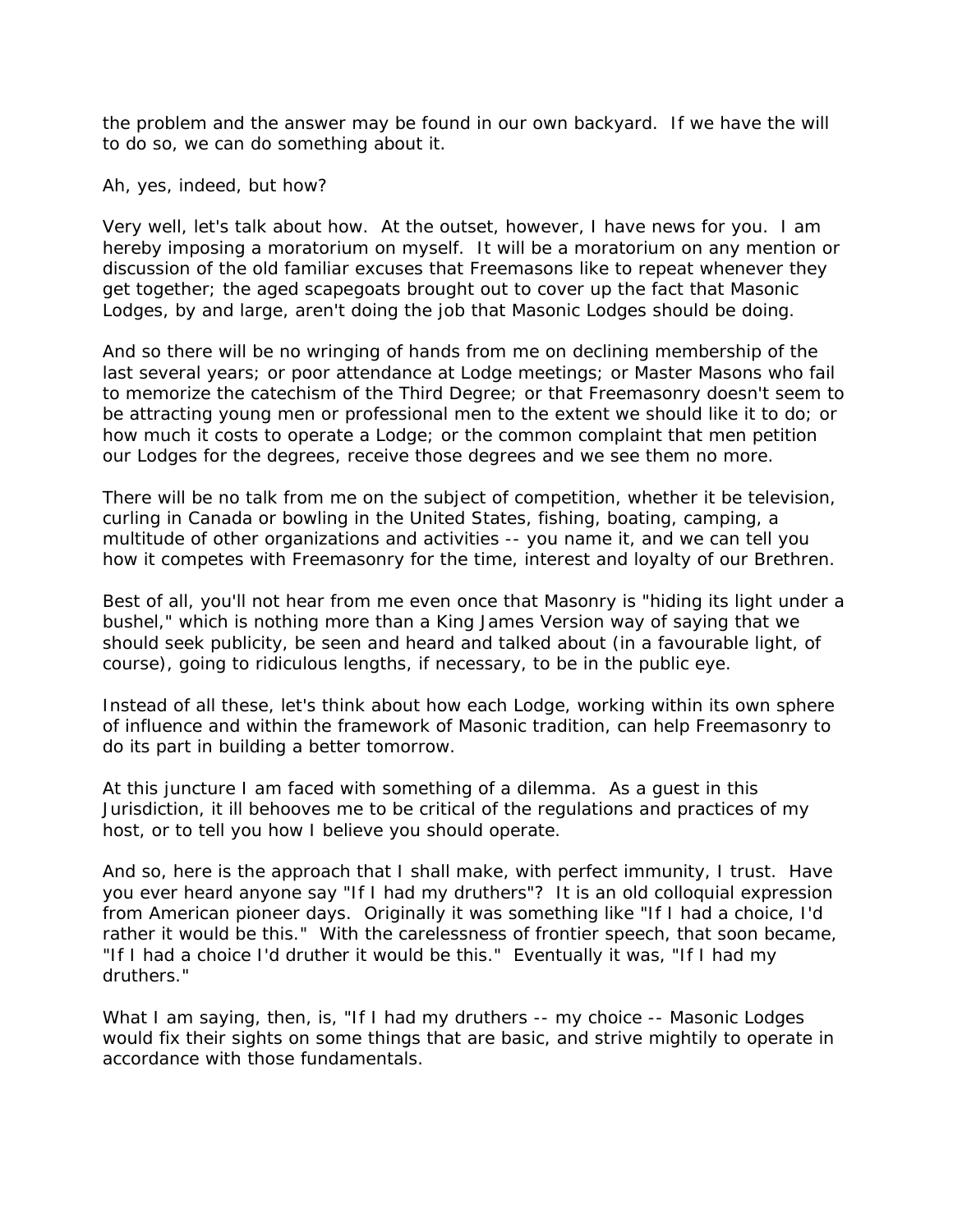the problem and the answer may be found in our own backyard. If we have the will to do so, we can do something about it.

Ah, yes, indeed, but how?

Very well, let's talk about how. At the outset, however, I have news for you. I am hereby imposing a moratorium on myself. It will be a moratorium on any mention or discussion of the old familiar excuses that Freemasons like to repeat whenever they get together; the aged scapegoats brought out to cover up the fact that Masonic Lodges, by and large, aren't doing the job that Masonic Lodges should be doing.

And so there will be no wringing of hands from me on declining membership of the last several years; or poor attendance at Lodge meetings; or Master Masons who fail to memorize the catechism of the Third Degree; or that Freemasonry doesn't seem to be attracting young men or professional men to the extent we should like it to do; or how much it costs to operate a Lodge; or the common complaint that men petition our Lodges for the degrees, receive those degrees and we see them no more.

There will be no talk from me on the subject of competition, whether it be television, curling in Canada or bowling in the United States, fishing, boating, camping, a multitude of other organizations and activities -- you name it, and we can tell you how it competes with Freemasonry for the time, interest and loyalty of our Brethren.

Best of all, you'll not hear from me even once that Masonry is "hiding its light under a bushel," which is nothing more than a King James Version way of saying that we should seek publicity, be seen and heard and talked about (in a favourable light, of course), going to ridiculous lengths, if necessary, to be in the public eye.

Instead of all these, let's think about how each Lodge, working within its own sphere of influence and within the framework of Masonic tradition, can help Freemasonry to do its part in building a better tomorrow.

At this juncture I am faced with something of a dilemma. As a guest in this Jurisdiction, it ill behooves me to be critical of the regulations and practices of my host, or to tell you how I believe you should operate.

And so, here is the approach that I shall make, with perfect immunity, I trust. Have you ever heard anyone say "If I had my druthers"? It is an old colloquial expression from American pioneer days. Originally it was something like "If I had a choice, I'd rather it would be this." With the carelessness of frontier speech, that soon became, "If I had a choice I'd druther it would be this." Eventually it was, "If I had my druthers."

What I am saying, then, is, "If I had my druthers -- my choice -- Masonic Lodges would fix their sights on some things that are basic, and strive mightily to operate in accordance with those fundamentals.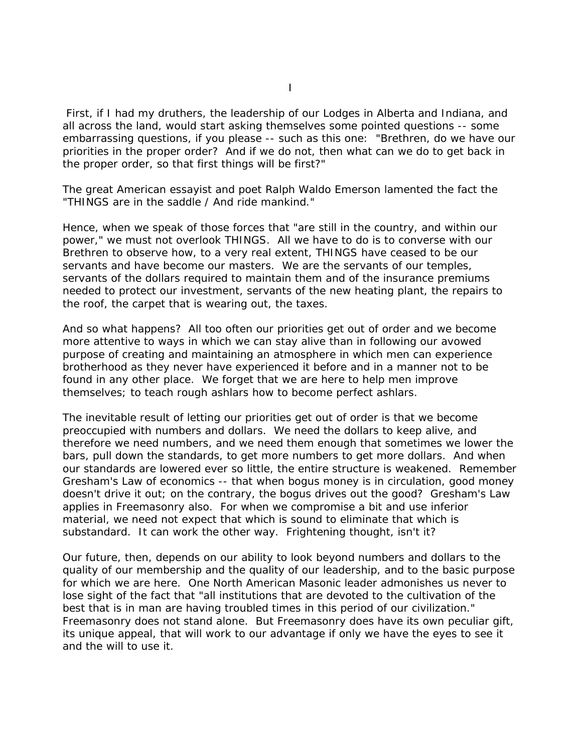# I

First, if I had my druthers, the leadership of our Lodges in Alberta and Indiana, and all across the land, would start asking themselves some pointed questions -- some embarrassing questions, if you please -- such as this one: "Brethren, do we have our priorities in the proper order? And if we do not, then what can we do to get back in the proper order, so that first things will be first?"

The great American essayist and poet Ralph Waldo Emerson lamented the fact the "THINGS are in the saddle / And ride mankind."

Hence, when we speak of those forces that "are still in the country, and within our power," we must not overlook THINGS. All we have to do is to converse with our Brethren to observe how, to a very real extent, THINGS have ceased to be our servants and have become our masters. We are the servants of our temples, servants of the dollars required to maintain them and of the insurance premiums needed to protect our investment, servants of the new heating plant, the repairs to the roof, the carpet that is wearing out, the taxes.

And so what happens? All too often our priorities get out of order and we become more attentive to ways in which we can stay alive than in following our avowed purpose of creating and maintaining an atmosphere in which men can experience brotherhood as they never have experienced it before and in a manner not to be found in any other place. We forget that we are here to help men improve themselves; to teach rough ashlars how to become perfect ashlars.

The inevitable result of letting our priorities get out of order is that we become preoccupied with numbers and dollars. We need the dollars to keep alive, and therefore we need numbers, and we need them enough that sometimes we lower the bars, pull down the standards, to get more numbers to get more dollars. And when our standards are lowered ever so little, the entire structure is weakened. Remember Gresham's Law of economics -- that when bogus money is in circulation, good money doesn't drive it out; on the contrary, the bogus drives out the good? Gresham's Law applies in Freemasonry also. For when we compromise a bit and use inferior material, we need not expect that which is sound to eliminate that which is substandard. It can work the other way. Frightening thought, isn't it?

Our future, then, depends on our ability to look beyond numbers and dollars to the quality of our membership and the quality of our leadership, and to the basic purpose for which we are here. One North American Masonic leader admonishes us never to lose sight of the fact that "all institutions that are devoted to the cultivation of the best that is in man are having troubled times in this period of our civilization." Freemasonry does not stand alone. But Freemasonry does have its own peculiar gift, its unique appeal, that will work to our advantage if only we have the eyes to see it and the will to use it.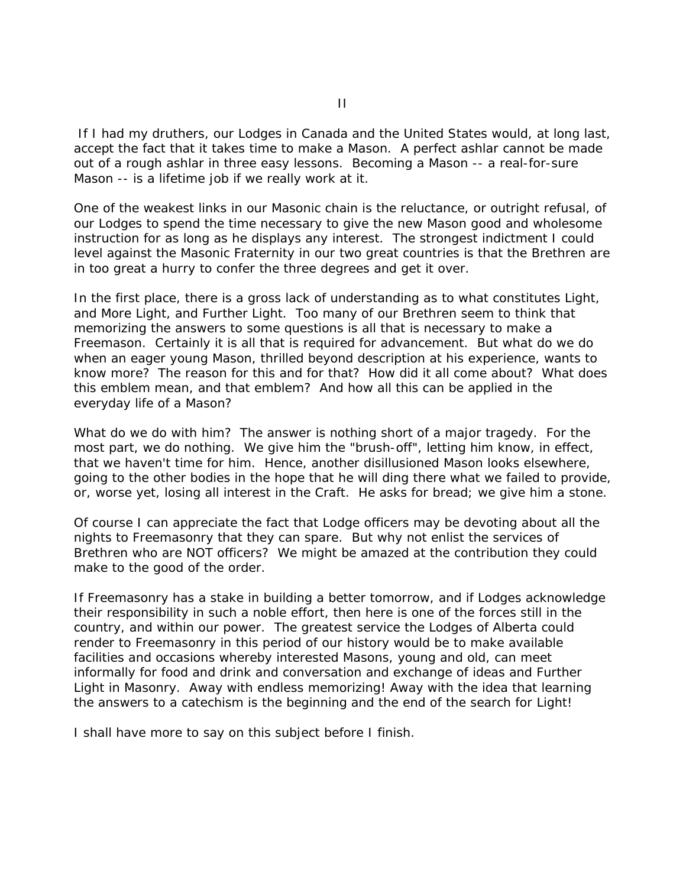II

If I had my druthers, our Lodges in Canada and the United States would, at long last, accept the fact that it takes time to make a Mason. A perfect ashlar cannot be made out of a rough ashlar in three easy lessons. Becoming a Mason -- a real-for-sure Mason -- is a lifetime job if we really work at it.

One of the weakest links in our Masonic chain is the reluctance, or outright refusal, of our Lodges to spend the time necessary to give the new Mason good and wholesome instruction for as long as he displays any interest. The strongest indictment I could level against the Masonic Fraternity in our two great countries is that the Brethren are in too great a hurry to confer the three degrees and get it over.

In the first place, there is a gross lack of understanding as to what constitutes Light, and More Light, and Further Light. Too many of our Brethren seem to think that memorizing the answers to some questions is all that is necessary to make a Freemason. Certainly it is all that is required for advancement. But what do we do when an eager young Mason, thrilled beyond description at his experience, wants to know more? The reason for this and for that? How did it all come about? What does this emblem mean, and that emblem? And how all this can be applied in the everyday life of a Mason?

What do we do with him? The answer is nothing short of a major tragedy. For the most part, we do nothing. We give him the "brush-off", letting him know, in effect, that we haven't time for him. Hence, another disillusioned Mason looks elsewhere, going to the other bodies in the hope that he will ding there what we failed to provide, or, worse yet, losing all interest in the Craft. He asks for bread; we give him a stone.

Of course I can appreciate the fact that Lodge officers may be devoting about all the nights to Freemasonry that they can spare. But why not enlist the services of Brethren who are NOT officers? We might be amazed at the contribution they could make to the good of the order.

If Freemasonry has a stake in building a better tomorrow, and if Lodges acknowledge their responsibility in such a noble effort, then here is one of the forces still in the country, and within our power. The greatest service the Lodges of Alberta could render to Freemasonry in this period of our history would be to make available facilities and occasions whereby interested Masons, young and old, can meet informally for food and drink and conversation and exchange of ideas and Further Light in Masonry. Away with endless memorizing! Away with the idea that learning the answers to a catechism is the beginning and the end of the search for Light!

I shall have more to say on this subject before I finish.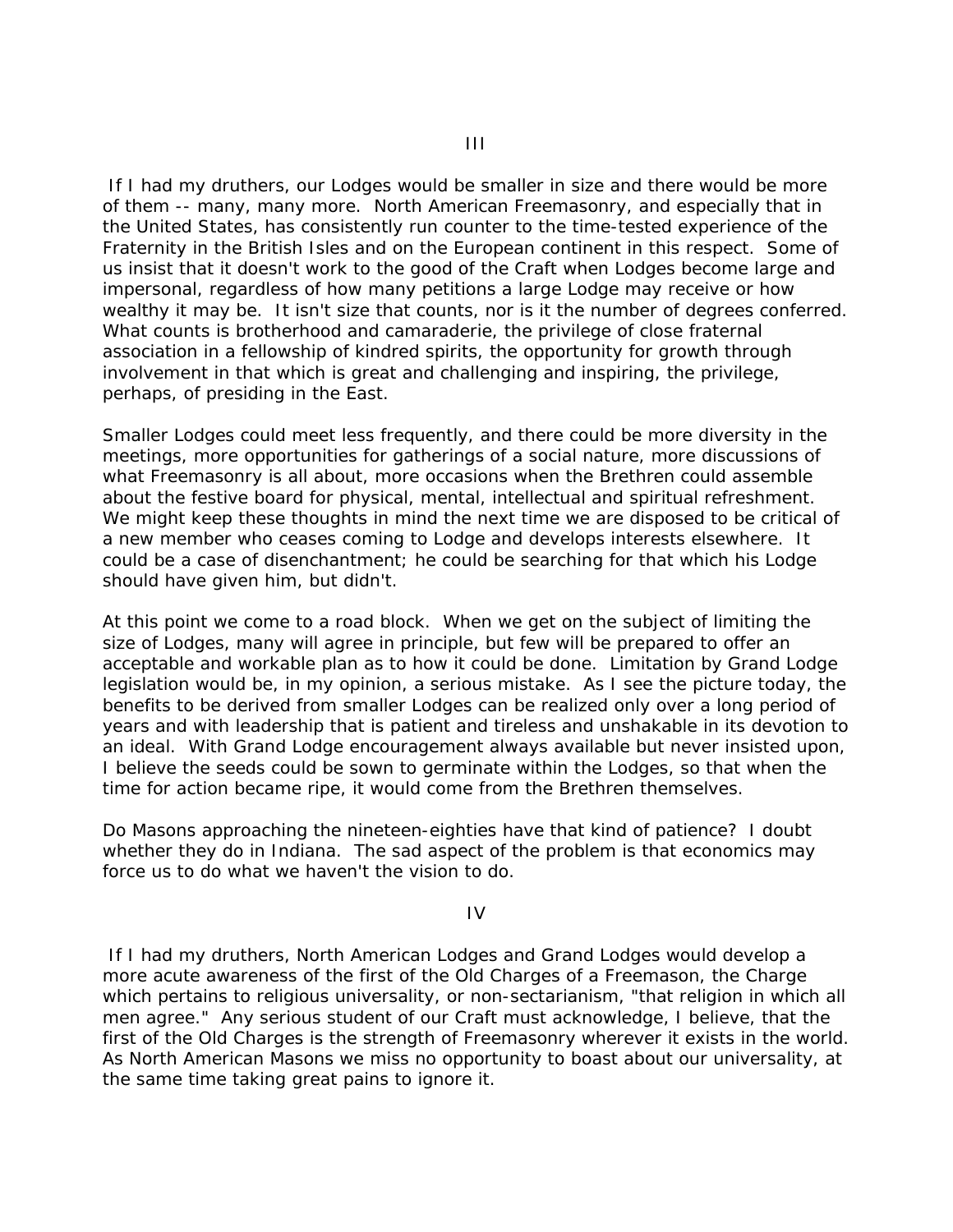III

If I had my druthers, our Lodges would be smaller in size and there would be more of them -- many, many more. North American Freemasonry, and especially that in the United States, has consistently run counter to the time-tested experience of the Fraternity in the British Isles and on the European continent in this respect. Some of us insist that it doesn't work to the good of the Craft when Lodges become large and impersonal, regardless of how many petitions a large Lodge may receive or how wealthy it may be. It isn't size that counts, nor is it the number of degrees conferred. What counts is brotherhood and camaraderie, the privilege of close fraternal association in a fellowship of kindred spirits, the opportunity for growth through involvement in that which is great and challenging and inspiring, the privilege, perhaps, of presiding in the East.

Smaller Lodges could meet less frequently, and there could be more diversity in the meetings, more opportunities for gatherings of a social nature, more discussions of what Freemasonry is all about, more occasions when the Brethren could assemble about the festive board for physical, mental, intellectual and spiritual refreshment. We might keep these thoughts in mind the next time we are disposed to be critical of a new member who ceases coming to Lodge and develops interests elsewhere. It could be a case of disenchantment; he could be searching for that which his Lodge should have given him, but didn't.

At this point we come to a road block. When we get on the subject of limiting the size of Lodges, many will agree in principle, but few will be prepared to offer an acceptable and workable plan as to how it could be done. Limitation by Grand Lodge legislation would be, in my opinion, a serious mistake. As I see the picture today, the benefits to be derived from smaller Lodges can be realized only over a long period of years and with leadership that is patient and tireless and unshakable in its devotion to an ideal. With Grand Lodge encouragement always available but never insisted upon, I believe the seeds could be sown to germinate within the Lodges, so that when the time for action became ripe, it would come from the Brethren themselves.

Do Masons approaching the nineteen-eighties have that kind of patience? I doubt whether they do in Indiana. The sad aspect of the problem is that economics may force us to do what we haven't the vision to do.

IV

If I had my druthers, North American Lodges and Grand Lodges would develop a more acute awareness of the first of the Old Charges of a Freemason, the Charge which pertains to religious universality, or non-sectarianism, "that religion in which all men agree." Any serious student of our Craft must acknowledge, I believe, that the first of the Old Charges is the strength of Freemasonry wherever it exists in the world. As North American Masons we miss no opportunity to boast about our universality, at the same time taking great pains to ignore it.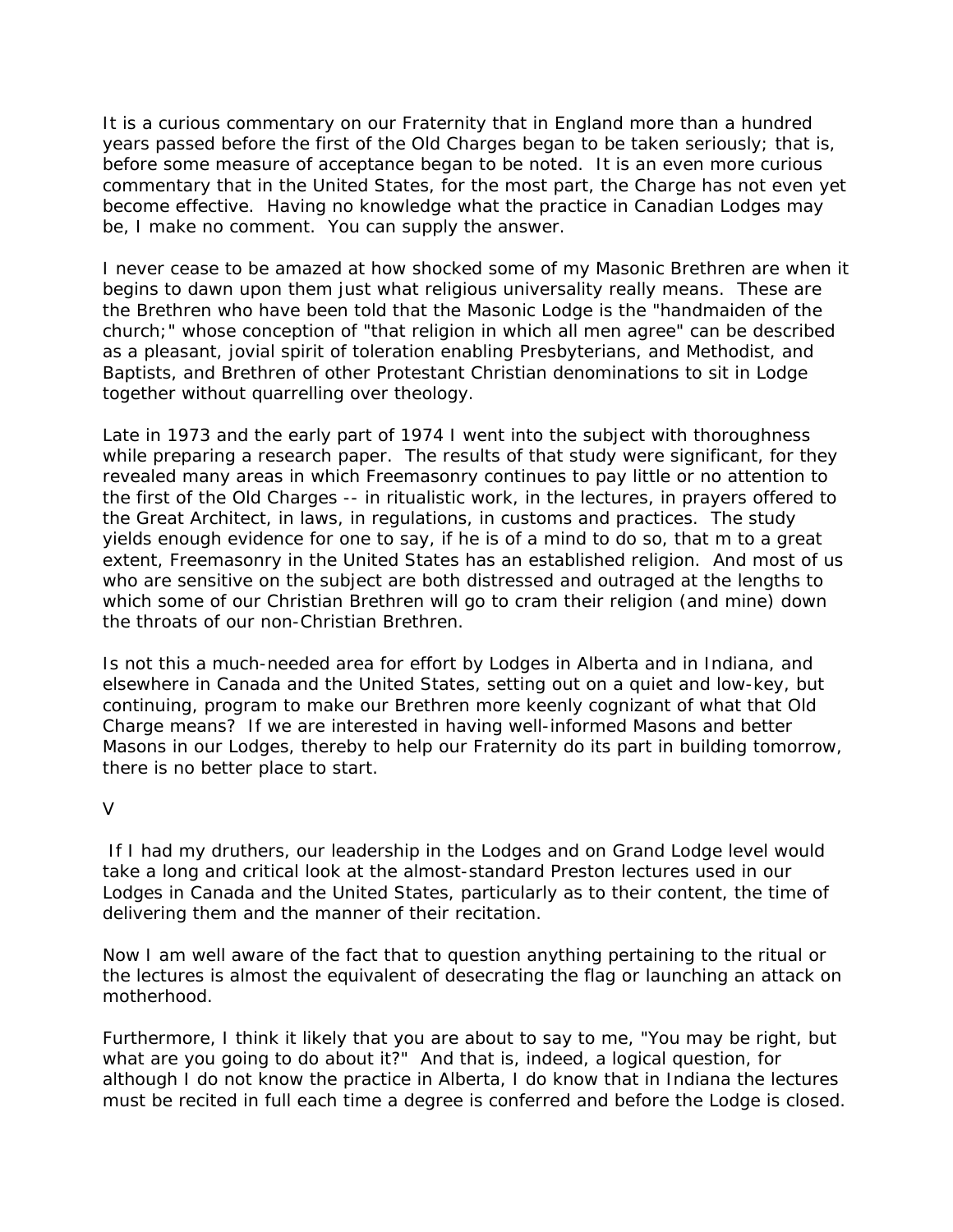It is a curious commentary on our Fraternity that in England more than a hundred years passed before the first of the Old Charges began to be taken seriously; that is, before some measure of acceptance began to be noted. It is an even more curious commentary that in the United States, for the most part, the Charge has not even yet become effective. Having no knowledge what the practice in Canadian Lodges may be, I make no comment. You can supply the answer.

I never cease to be amazed at how shocked some of my Masonic Brethren are when it begins to dawn upon them just what religious universality really means. These are the Brethren who have been told that the Masonic Lodge is the "handmaiden of the church;" whose conception of "that religion in which all men agree" can be described as a pleasant, jovial spirit of toleration enabling Presbyterians, and Methodist, and Baptists, and Brethren of other Protestant Christian denominations to sit in Lodge together without quarrelling over theology.

Late in 1973 and the early part of 1974 I went into the subject with thoroughness while preparing a research paper. The results of that study were significant, for they revealed many areas in which Freemasonry continues to pay little or no attention to the first of the Old Charges -- in ritualistic work, in the lectures, in prayers offered to the Great Architect, in laws, in regulations, in customs and practices. The study yields enough evidence for one to say, if he is of a mind to do so, that m to a great extent, Freemasonry in the United States has an established religion. And most of us who are sensitive on the subject are both distressed and outraged at the lengths to which some of our Christian Brethren will go to cram their religion (and mine) down the throats of our non-Christian Brethren.

Is not this a much-needed area for effort by Lodges in Alberta and in Indiana, and elsewhere in Canada and the United States, setting out on a quiet and low-key, but continuing, program to make our Brethren more keenly cognizant of what that Old Charge means? If we are interested in having well-informed Masons and better Masons in our Lodges, thereby to help our Fraternity do its part in building tomorrow, there is no better place to start.

V

If I had my druthers, our leadership in the Lodges and on Grand Lodge level would take a long and critical look at the almost-standard Preston lectures used in our Lodges in Canada and the United States, particularly as to their content, the time of delivering them and the manner of their recitation.

Now I am well aware of the fact that to question anything pertaining to the ritual or the lectures is almost the equivalent of desecrating the flag or launching an attack on motherhood.

Furthermore, I think it likely that you are about to say to me, "You may be right, but what are you going to do about it?" And that is, indeed, a logical question, for although I do not know the practice in Alberta, I do know that in Indiana the lectures must be recited in full each time a degree is conferred and before the Lodge is closed.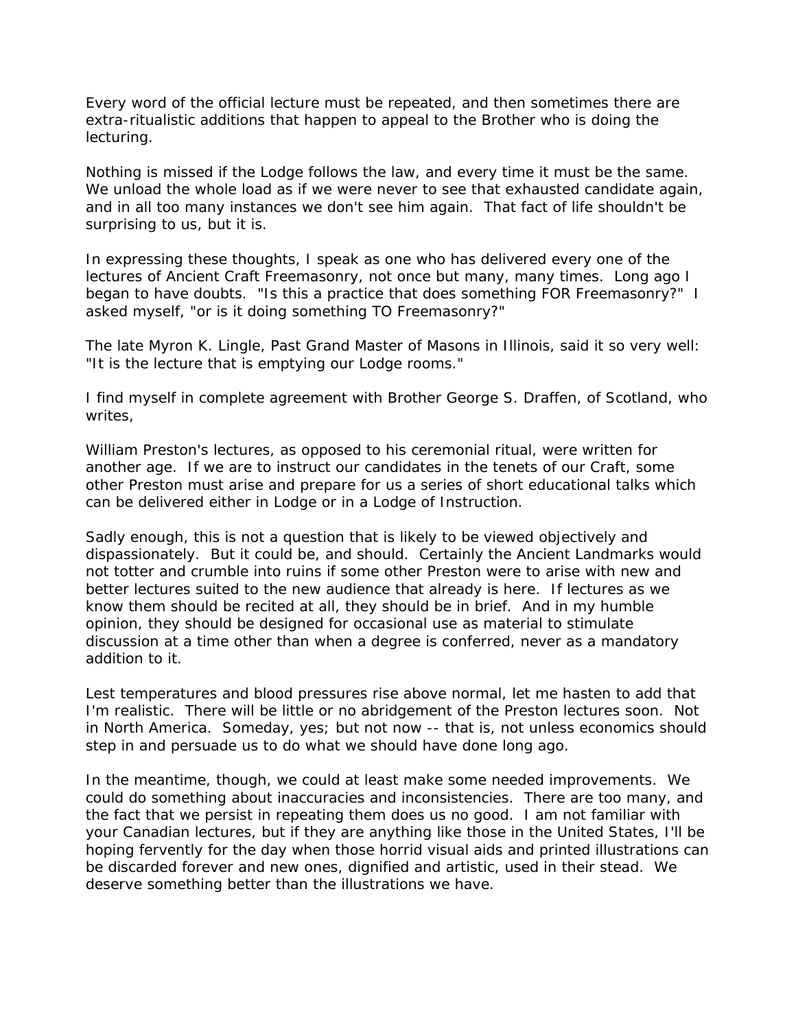Every word of the official lecture must be repeated, and then sometimes there are extra-ritualistic additions that happen to appeal to the Brother who is doing the lecturing.

Nothing is missed if the Lodge follows the law, and every time it must be the same. We unload the whole load as if we were never to see that exhausted candidate again, and in all too many instances we don't see him again. That fact of life shouldn't be surprising to us, but it is.

In expressing these thoughts, I speak as one who has delivered every one of the lectures of Ancient Craft Freemasonry, not once but many, many times. Long ago I began to have doubts. "Is this a practice that does something FOR Freemasonry?" I asked myself, "or is it doing something TO Freemasonry?"

The late Myron K. Lingle, Past Grand Master of Masons in Illinois, said it so very well: "It is the lecture that is emptying our Lodge rooms."

I find myself in complete agreement with Brother George S. Draffen, of Scotland, who writes,

William Preston's lectures, as opposed to his ceremonial ritual, were written for another age. If we are to instruct our candidates in the tenets of our Craft, some other Preston must arise and prepare for us a series of short educational talks which can be delivered either in Lodge or in a Lodge of Instruction.

Sadly enough, this is not a question that is likely to be viewed objectively and dispassionately. But it could be, and should. Certainly the Ancient Landmarks would not totter and crumble into ruins if some other Preston were to arise with new and better lectures suited to the new audience that already is here. If lectures as we know them should be recited at all, they should be in brief. And in my humble opinion, they should be designed for occasional use as material to stimulate discussion at a time other than when a degree is conferred, never as a mandatory addition to it.

Lest temperatures and blood pressures rise above normal, let me hasten to add that I'm realistic. There will be little or no abridgement of the Preston lectures soon. Not in North America. Someday, yes; but not now -- that is, not unless economics should step in and persuade us to do what we should have done long ago.

In the meantime, though, we could at least make some needed improvements. We could do something about inaccuracies and inconsistencies. There are too many, and the fact that we persist in repeating them does us no good. I am not familiar with your Canadian lectures, but if they are anything like those in the United States, I'll be hoping fervently for the day when those horrid visual aids and printed illustrations can be discarded forever and new ones, dignified and artistic, used in their stead. We deserve something better than the illustrations we have.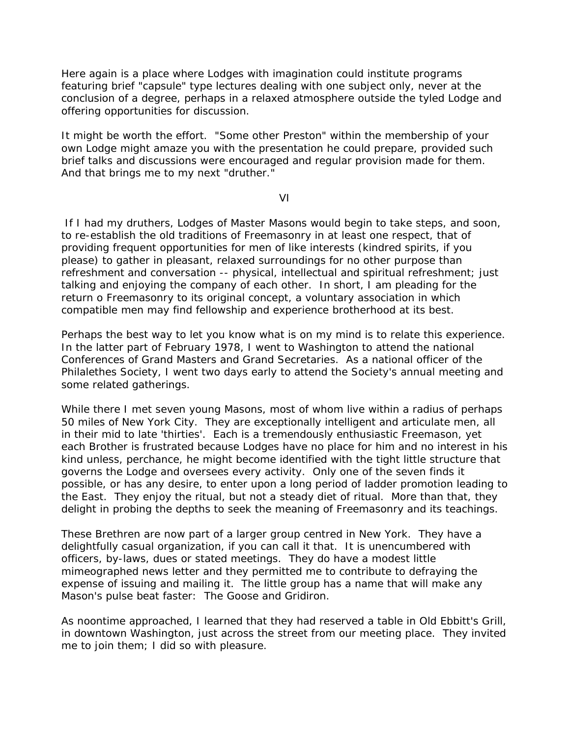Here again is a place where Lodges with imagination could institute programs featuring brief "capsule" type lectures dealing with one subject only, never at the conclusion of a degree, perhaps in a relaxed atmosphere outside the tyled Lodge and offering opportunities for discussion.

It might be worth the effort. "Some other Preston" within the membership of your own Lodge might amaze you with the presentation he could prepare, provided such brief talks and discussions were encouraged and regular provision made for them. And that brings me to my next "druther."

## VI

If I had my druthers, Lodges of Master Masons would begin to take steps, and soon, to re-establish the old traditions of Freemasonry in at least one respect, that of providing frequent opportunities for men of like interests (kindred spirits, if you please) to gather in pleasant, relaxed surroundings for no other purpose than refreshment and conversation -- physical, intellectual and spiritual refreshment; just talking and enjoying the company of each other. In short, I am pleading for the return o Freemasonry to its original concept, a voluntary association in which compatible men may find fellowship and experience brotherhood at its best.

Perhaps the best way to let you know what is on my mind is to relate this experience. In the latter part of February 1978, I went to Washington to attend the national Conferences of Grand Masters and Grand Secretaries. As a national officer of the Philalethes Society, I went two days early to attend the Society's annual meeting and some related gatherings.

While there I met seven young Masons, most of whom live within a radius of perhaps 50 miles of New York City. They are exceptionally intelligent and articulate men, all in their mid to late 'thirties'. Each is a tremendously enthusiastic Freemason, yet each Brother is frustrated because Lodges have no place for him and no interest in his kind unless, perchance, he might become identified with the tight little structure that governs the Lodge and oversees every activity. Only one of the seven finds it possible, or has any desire, to enter upon a long period of ladder promotion leading to the East. They enjoy the ritual, but not a steady diet of ritual. More than that, they delight in probing the depths to seek the meaning of Freemasonry and its teachings.

These Brethren are now part of a larger group centred in New York. They have a delightfully casual organization, if you can call it that. It is unencumbered with officers, by-laws, dues or stated meetings. They do have a modest little mimeographed news letter and they permitted me to contribute to defraying the expense of issuing and mailing it. The little group has a name that will make any Mason's pulse beat faster: The Goose and Gridiron.

As noontime approached, I learned that they had reserved a table in Old Ebbitt's Grill, in downtown Washington, just across the street from our meeting place. They invited me to join them; I did so with pleasure.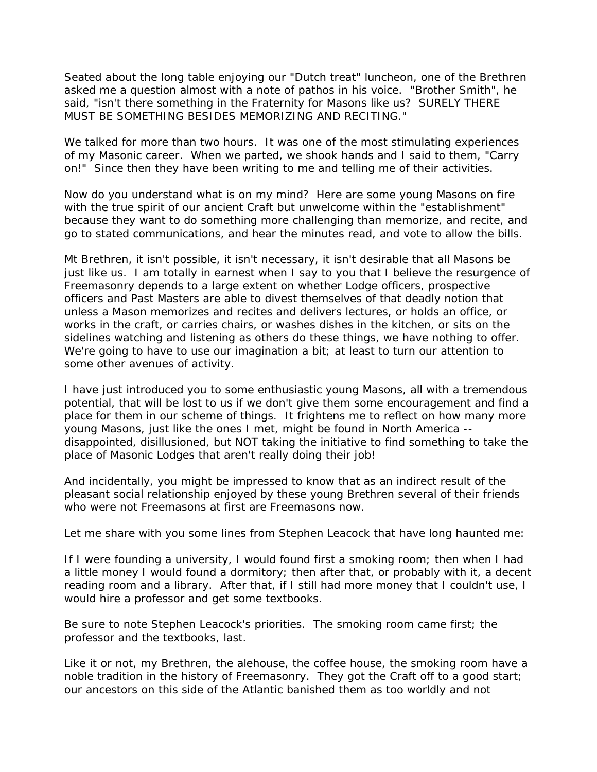Seated about the long table enjoying our "Dutch treat" luncheon, one of the Brethren asked me a question almost with a note of pathos in his voice. "Brother Smith", he said, "isn't there something in the Fraternity for Masons like us? SURELY THERE MUST BE SOMETHING BESIDES MEMORIZING AND RECITING."

We talked for more than two hours. It was one of the most stimulating experiences of my Masonic career. When we parted, we shook hands and I said to them, "Carry on!" Since then they have been writing to me and telling me of their activities.

Now do you understand what is on my mind? Here are some young Masons on fire with the true spirit of our ancient Craft but unwelcome within the "establishment" because they want to do something more challenging than memorize, and recite, and go to stated communications, and hear the minutes read, and vote to allow the bills.

Mt Brethren, it isn't possible, it isn't necessary, it isn't desirable that all Masons be just like us. I am totally in earnest when I say to you that I believe the resurgence of Freemasonry depends to a large extent on whether Lodge officers, prospective officers and Past Masters are able to divest themselves of that deadly notion that unless a Mason memorizes and recites and delivers lectures, or holds an office, or works in the craft, or carries chairs, or washes dishes in the kitchen, or sits on the sidelines watching and listening as others do these things, we have nothing to offer. We're going to have to use our imagination a bit; at least to turn our attention to some other avenues of activity.

I have just introduced you to some enthusiastic young Masons, all with a tremendous potential, that will be lost to us if we don't give them some encouragement and find a place for them in our scheme of things. It frightens me to reflect on how many more young Masons, just like the ones I met, might be found in North America -- disappointed, disillusioned, but NOT taking the initiative to find something to take the place of Masonic Lodges that aren't really doing their job!

And incidentally, you might be impressed to know that as an indirect result of the pleasant social relationship enjoyed by these young Brethren several of their friends who were not Freemasons at first are Freemasons now.

Let me share with you some lines from Stephen Leacock that have long haunted me:

If I were founding a university, I would found first a smoking room; then when I had a little money I would found a dormitory; then after that, or probably with it, a decent reading room and a library. After that, if I still had more money that I couldn't use, I would hire a professor and get some textbooks.

Be sure to note Stephen Leacock's priorities. The smoking room came first; the professor and the textbooks, last.

Like it or not, my Brethren, the alehouse, the coffee house, the smoking room have a noble tradition in the history of Freemasonry. They got the Craft off to a good start; our ancestors on this side of the Atlantic banished them as too worldly and not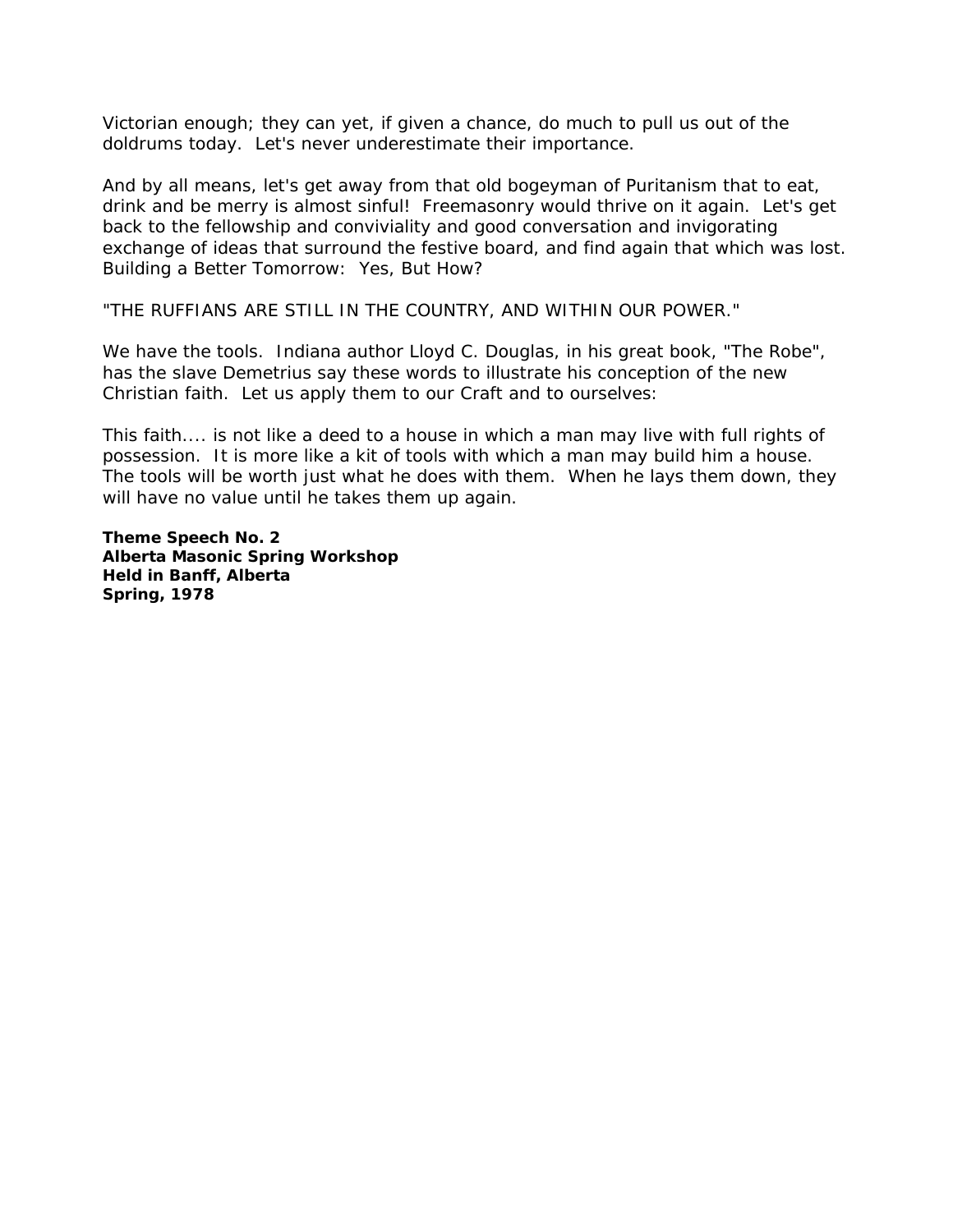Victorian enough; they can yet, if given a chance, do much to pull us out of the doldrums today. Let's never underestimate their importance.

And by all means, let's get away from that old bogeyman of Puritanism that to eat, drink and be merry is almost sinful! Freemasonry would thrive on it again. Let's get back to the fellowship and conviviality and good conversation and invigorating exchange of ideas that surround the festive board, and find again that which was lost. Building a Better Tomorrow: Yes, But How?

"THE RUFFIANS ARE STILL IN THE COUNTRY, AND WITHIN OUR POWER."

We have the tools. Indiana author Lloyd C. Douglas, in his great book, "The Robe", has the slave Demetrius say these words to illustrate his conception of the new Christian faith. Let us apply them to our Craft and to ourselves:

This faith.... is not like a deed to a house in which a man may live with full rights of possession. It is more like a kit of tools with which a man may build him a house. The tools will be worth just what he does with them. When he lays them down, they will have no value until he takes them up again.

**Theme Speech No. 2**
**Alberta Masonic Spring Workshop**
**Held in Banff, Alberta**
**Spring, 1978**